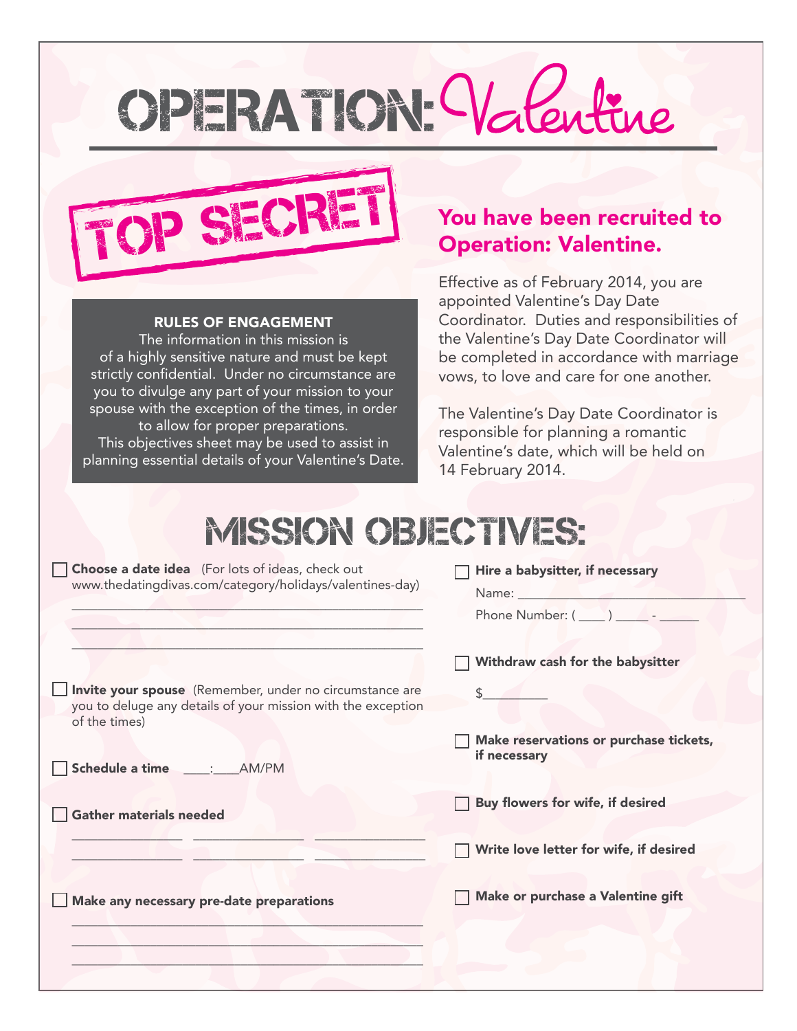# OPERATION: Valentine

## TOP SECRET

**RULES OF ENGAGEMENT**

The information in this mission is of a highly sensitive nature and must be kept strictly confidential. Under no circumstance are you to divulge any part of your mission to your spouse with the exception of the times, in order to allow for proper preparations.
This objectives sheet may be used to assist in planning essential details of your Valentine's Date.

## You have been recruited to Operation: Valentine.

Effective as of February 2014, you are appointed Valentine's Day Date Coordinator. Duties and responsibilities of the Valentine's Day Date Coordinator will be completed in accordance with marriage vows, to love and care for one another.

The Valentine's Day Date Coordinator is responsible for planning a romantic Valentine's date, which will be held on 14 February 2014.

# MISSION OBJECTIVES:

- [ ] **Choose a date idea** (For lots of ideas, check out www.thedatingdivas.com/category/holidays/valentines-day)

  ______________________________________________

  ______________________________________________

  ______________________________________________

- [ ] **Invite your spouse** (Remember, under no circumstance are you to deluge any details of your mission with the exception of the times)

- [ ] **Schedule a time** ____:____AM/PM

- [ ] **Gather materials needed**

  ______________ ______________ ______________

  ______________ ______________ ______________

- [ ] **Make any necessary pre-date preparations**

  ______________________________________________

  ______________________________________________

  ______________________________________________

- [ ] **Hire a babysitter, if necessary**

  Name: ______________________________

  Phone Number: ( ____ ) _____ - ______

- [ ] **Withdraw cash for the babysitter**

  $_________

- [ ] **Make reservations or purchase tickets, if necessary**

- [ ] **Buy flowers for wife, if desired**

- [ ] **Write love letter for wife, if desired**

- [ ] **Make or purchase a Valentine gift**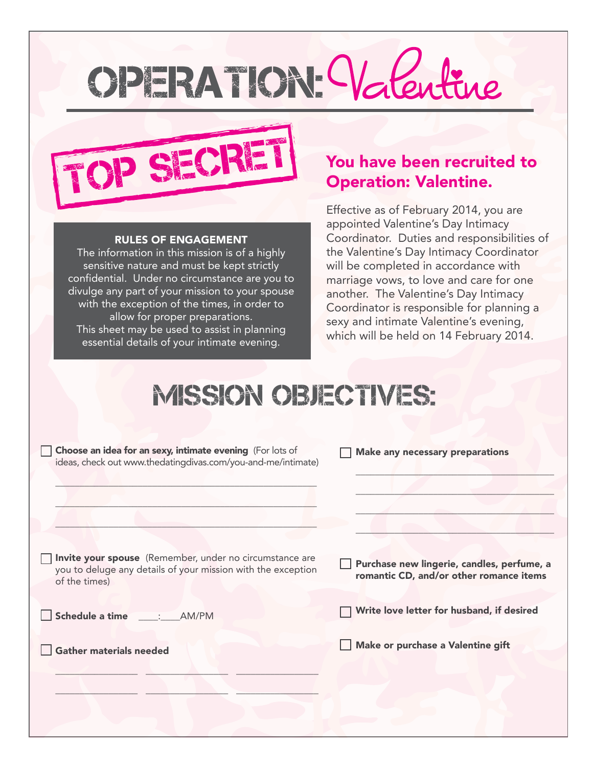# OPERATION: Valentine

## TOP SECRET

**RULES OF ENGAGEMENT**

The information in this mission is of a highly sensitive nature and must be kept strictly confidential. Under no circumstance are you to divulge any part of your mission to your spouse with the exception of the times, in order to allow for proper preparations.
This sheet may be used to assist in planning essential details of your intimate evening.

## You have been recruited to Operation: Valentine.

Effective as of February 2014, you are appointed Valentine's Day Intimacy Coordinator. Duties and responsibilities of the Valentine's Day Intimacy Coordinator will be completed in accordance with marriage vows, to love and care for one another. The Valentine's Day Intimacy Coordinator is responsible for planning a sexy and intimate Valentine's evening, which will be held on 14 February 2014.

# MISSION OBJECTIVES:

- [ ] **Choose an idea for an sexy, intimate evening** (For lots of ideas, check out www.thedatingdivas.com/you-and-me/intimate)

\_\_\_\_\_\_\_\_\_\_\_\_\_\_\_\_\_\_\_\_\_\_\_\_\_\_\_\_\_\_\_\_\_\_\_\_\_\_\_\_

\_\_\_\_\_\_\_\_\_\_\_\_\_\_\_\_\_\_\_\_\_\_\_\_\_\_\_\_\_\_\_\_\_\_\_\_\_\_\_\_

\_\_\_\_\_\_\_\_\_\_\_\_\_\_\_\_\_\_\_\_\_\_\_\_\_\_\_\_\_\_\_\_\_\_\_\_\_\_\_\_

- [ ] **Invite your spouse** (Remember, under no circumstance are you to deluge any details of your mission with the exception of the times)

- [ ] **Schedule a time** \_\_\_\_:\_\_\_\_AM/PM

- [ ] **Gather materials needed**

\_\_\_\_\_\_\_\_\_\_\_\_ \_\_\_\_\_\_\_\_\_\_\_\_ \_\_\_\_\_\_\_\_\_\_\_\_

\_\_\_\_\_\_\_\_\_\_\_\_ \_\_\_\_\_\_\_\_\_\_\_\_ \_\_\_\_\_\_\_\_\_\_\_\_

- [ ] **Make any necessary preparations**

\_\_\_\_\_\_\_\_\_\_\_\_\_\_\_\_\_\_\_\_\_\_\_\_\_\_\_\_\_\_

\_\_\_\_\_\_\_\_\_\_\_\_\_\_\_\_\_\_\_\_\_\_\_\_\_\_\_\_\_\_

\_\_\_\_\_\_\_\_\_\_\_\_\_\_\_\_\_\_\_\_\_\_\_\_\_\_\_\_\_\_

\_\_\_\_\_\_\_\_\_\_\_\_\_\_\_\_\_\_\_\_\_\_\_\_\_\_\_\_\_\_

- [ ] **Purchase new lingerie, candles, perfume, a romantic CD, and/or other romance items**

- [ ] **Write love letter for husband, if desired**

- [ ] **Make or purchase a Valentine gift**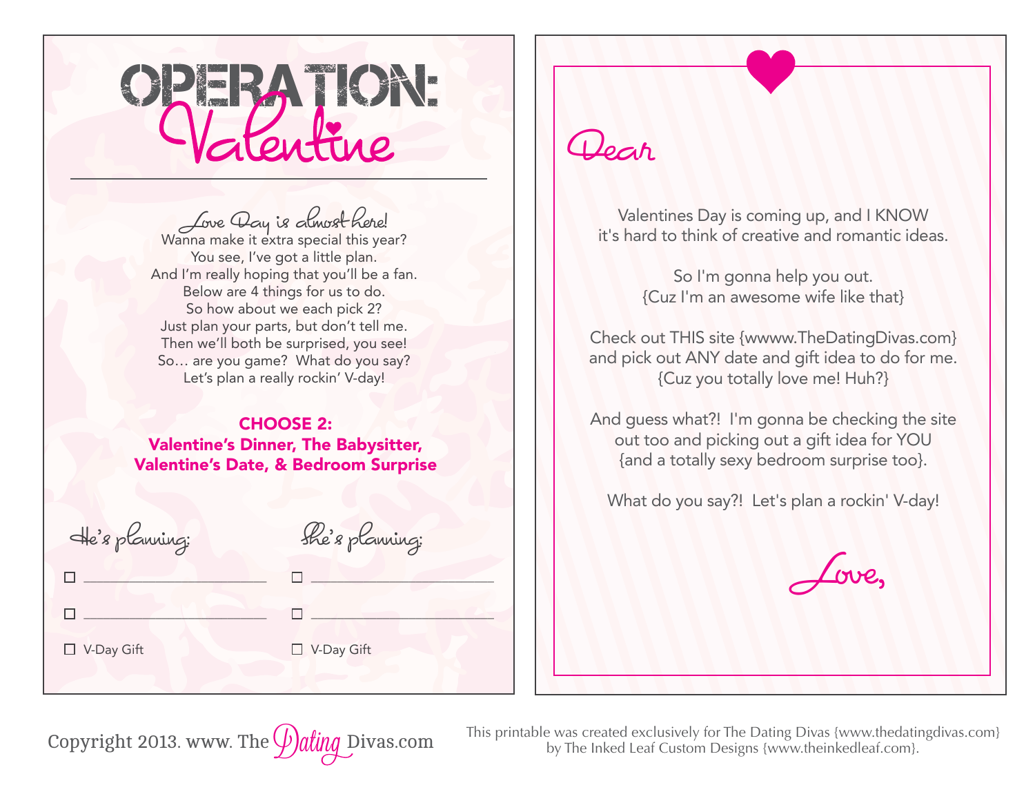# OPERATION: Valentine

*Love Day is almost here!*

Wanna make it extra special this year?
You see, I've got a little plan.
And I'm really hoping that you'll be a fan.
Below are 4 things for us to do.
So how about we each pick 2?
Just plan your parts, but don't tell me.
Then we'll both be surprised, you see!
So… are you game? What do you say?
Let's plan a really rockin' V-day!

**CHOOSE 2:**
**Valentine's Dinner, The Babysitter, Valentine's Date, & Bedroom Surprise**

*He's planning:*

- ☐ ______________________
- ☐ ______________________
- ☐ V-Day Gift

*She's planning:*

- ☐ ______________________
- ☐ ______________________
- ☐ V-Day Gift

---

*Dear*

Valentines Day is coming up, and I KNOW
it's hard to think of creative and romantic ideas.

So I'm gonna help you out.
{Cuz I'm an awesome wife like that}

Check out THIS site {wwww.TheDatingDivas.com}
and pick out ANY date and gift idea to do for me.
{Cuz you totally love me! Huh?}

And guess what?! I'm gonna be checking the site
out too and picking out a gift idea for YOU
{and a totally sexy bedroom surprise too}.

What do you say?! Let's plan a rockin' V-day!

*Love,*

---

Copyright 2013. www. The Dating Divas.com

This printable was created exclusively for The Dating Divas {www.thedatingdivas.com}
by The Inked Leaf Custom Designs {www.theinkedleaf.com}.